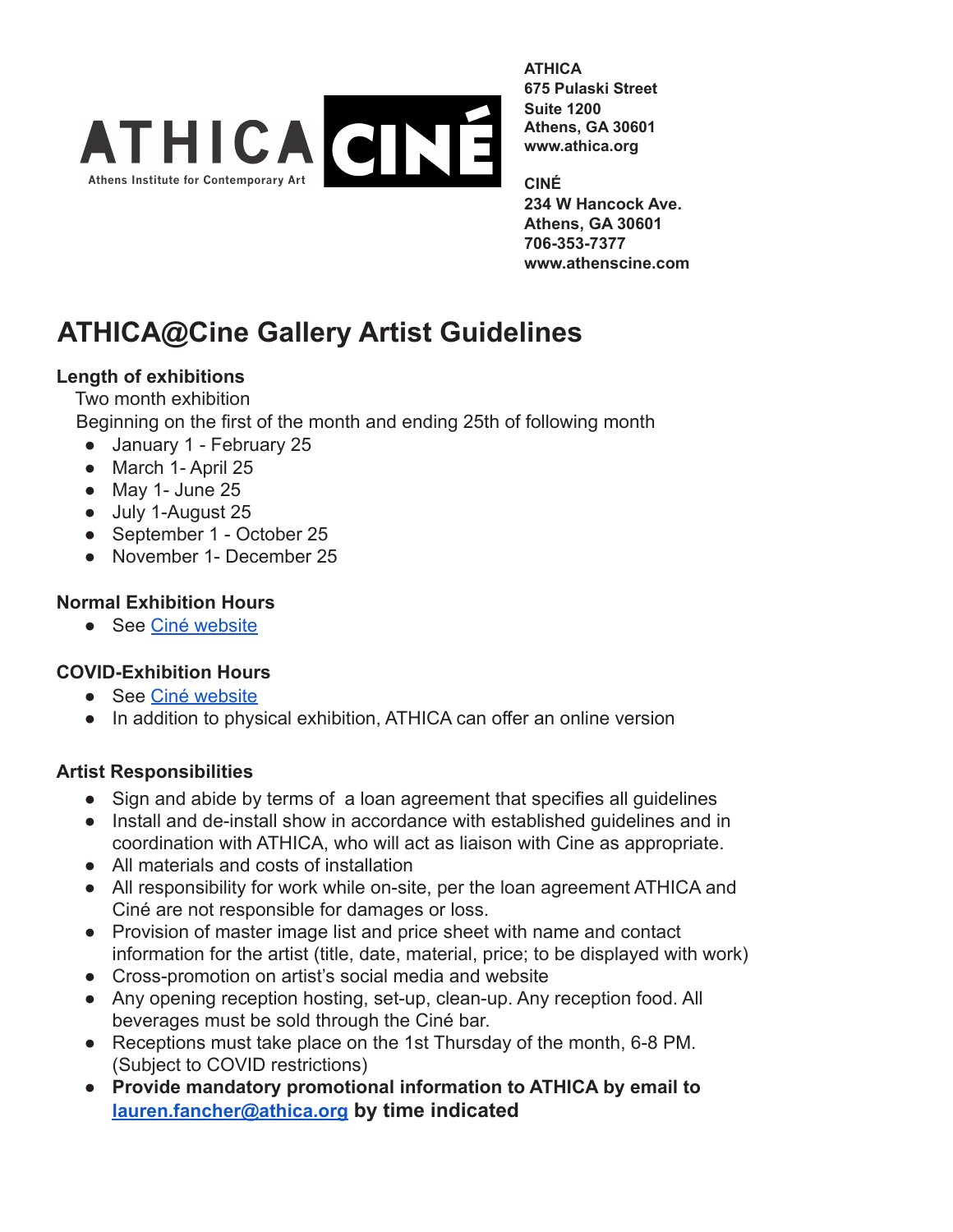ATHICA
Athens Institute for Contemporary Art

CINÉ

**ATHICA**
**675 Pulaski Street**
**Suite 1200**
**Athens, GA 30601**
**www.athica.org**

**CINÉ**
**234 W Hancock Ave.**
**Athens, GA 30601**
**706-353-7377**
**www.athenscine.com**

# ATHICA@Cine Gallery Artist Guidelines

### Length of exhibitions

Two month exhibition

Beginning on the first of the month and ending 25th of following month

- January 1 - February 25
- March 1- April 25
- May 1- June 25
- July 1-August 25
- September 1 - October 25
- November 1- December 25

### Normal Exhibition Hours

- See [Ciné website]

### COVID-Exhibition Hours

- See [Ciné website]
- In addition to physical exhibition, ATHICA can offer an online version

### Artist Responsibilities

- Sign and abide by terms of a loan agreement that specifies all guidelines
- Install and de-install show in accordance with established guidelines and in coordination with ATHICA, who will act as liaison with Cine as appropriate.
- All materials and costs of installation
- All responsibility for work while on-site, per the loan agreement ATHICA and Ciné are not responsible for damages or loss.
- Provision of master image list and price sheet with name and contact information for the artist (title, date, material, price; to be displayed with work)
- Cross-promotion on artist's social media and website
- Any opening reception hosting, set-up, clean-up. Any reception food. All beverages must be sold through the Ciné bar.
- Receptions must take place on the 1st Thursday of the month, 6-8 PM. (Subject to COVID restrictions)
- **Provide mandatory promotional information to ATHICA by email to lauren.fancher@athica.org by time indicated**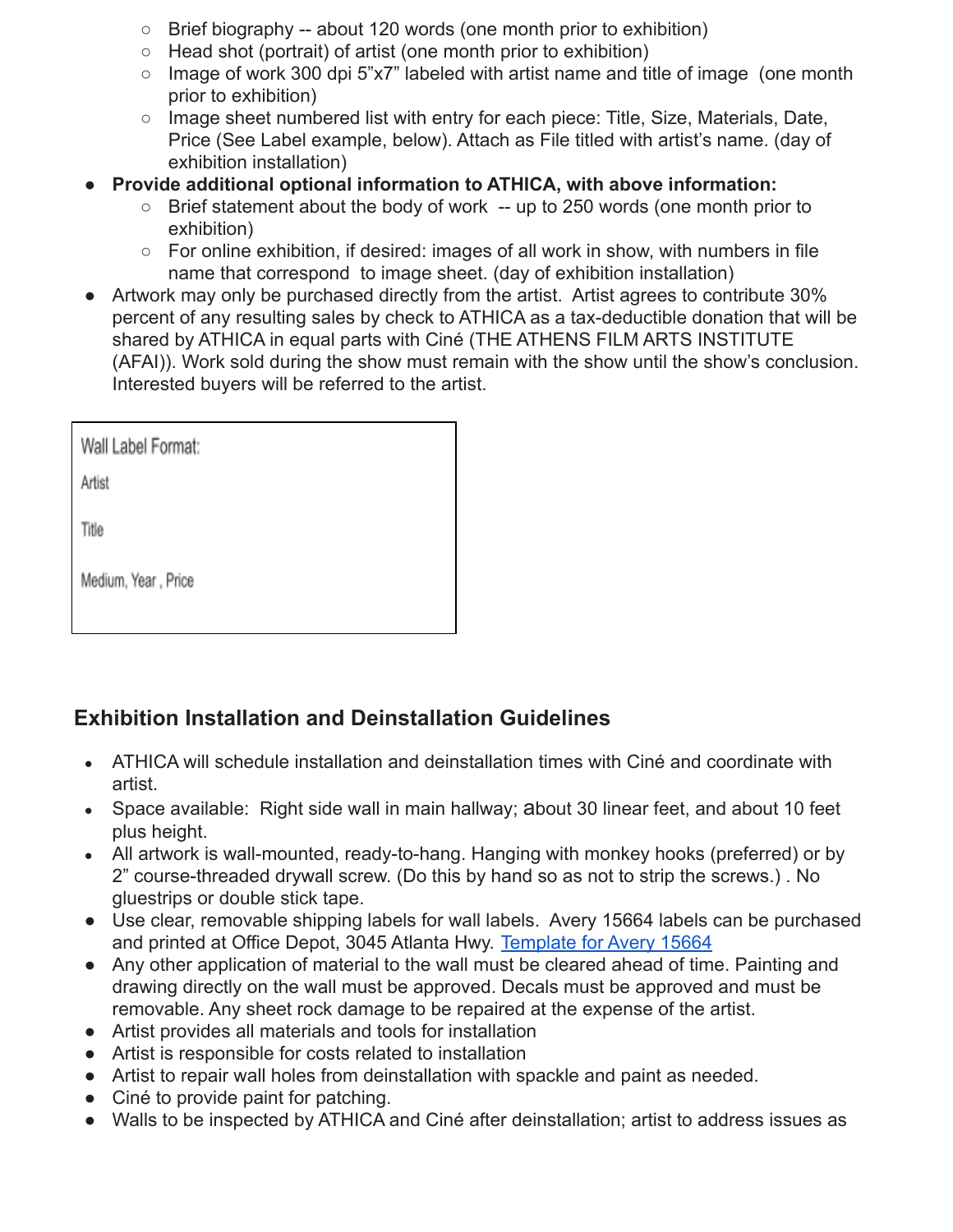- Brief biography -- about 120 words (one month prior to exhibition)
    - Head shot (portrait) of artist (one month prior to exhibition)
    - Image of work 300 dpi 5"x7" labeled with artist name and title of image (one month prior to exhibition)
    - Image sheet numbered list with entry for each piece: Title, Size, Materials, Date, Price (See Label example, below). Attach as File titled with artist's name. (day of exhibition installation)
- **Provide additional optional information to ATHICA, with above information:**
    - Brief statement about the body of work -- up to 250 words (one month prior to exhibition)
    - For online exhibition, if desired: images of all work in show, with numbers in file name that correspond to image sheet. (day of exhibition installation)
- Artwork may only be purchased directly from the artist. Artist agrees to contribute 30% percent of any resulting sales by check to ATHICA as a tax-deductible donation that will be shared by ATHICA in equal parts with Ciné (THE ATHENS FILM ARTS INSTITUTE (AFAI)). Work sold during the show must remain with the show until the show's conclusion. Interested buyers will be referred to the artist.

| Wall Label Format: |
| --- |
| Artist |
| Title |
| Medium, Year , Price |

## Exhibition Installation and Deinstallation Guidelines

- ATHICA will schedule installation and deinstallation times with Ciné and coordinate with artist.
- Space available: Right side wall in main hallway; about 30 linear feet, and about 10 feet plus height.
- All artwork is wall-mounted, ready-to-hang. Hanging with monkey hooks (preferred) or by 2" course-threaded drywall screw. (Do this by hand so as not to strip the screws.) . No gluestrips or double stick tape.
- Use clear, removable shipping labels for wall labels. Avery 15664 labels can be purchased and printed at Office Depot, 3045 Atlanta Hwy. [Template for Avery 15664]
- Any other application of material to the wall must be cleared ahead of time. Painting and drawing directly on the wall must be approved. Decals must be approved and must be removable. Any sheet rock damage to be repaired at the expense of the artist.
- Artist provides all materials and tools for installation
- Artist is responsible for costs related to installation
- Artist to repair wall holes from deinstallation with spackle and paint as needed.
- Ciné to provide paint for patching.
- Walls to be inspected by ATHICA and Ciné after deinstallation; artist to address issues as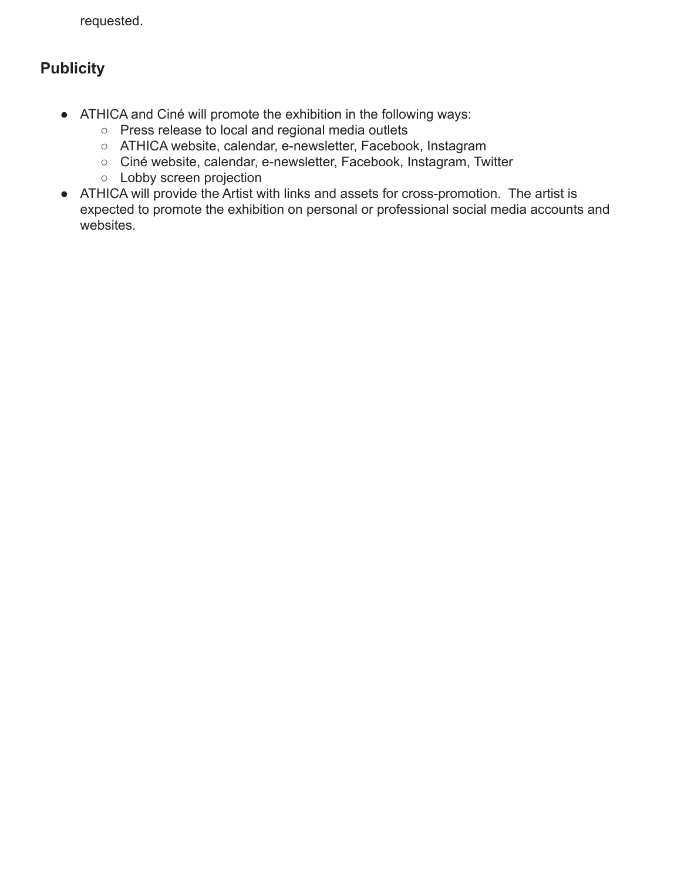requested.

## Publicity

- ATHICA and Ciné will promote the exhibition in the following ways:
  - Press release to local and regional media outlets
  - ATHICA website, calendar, e-newsletter, Facebook, Instagram
  - Ciné website, calendar, e-newsletter, Facebook, Instagram, Twitter
  - Lobby screen projection
- ATHICA will provide the Artist with links and assets for cross-promotion. The artist is expected to promote the exhibition on personal or professional social media accounts and websites.